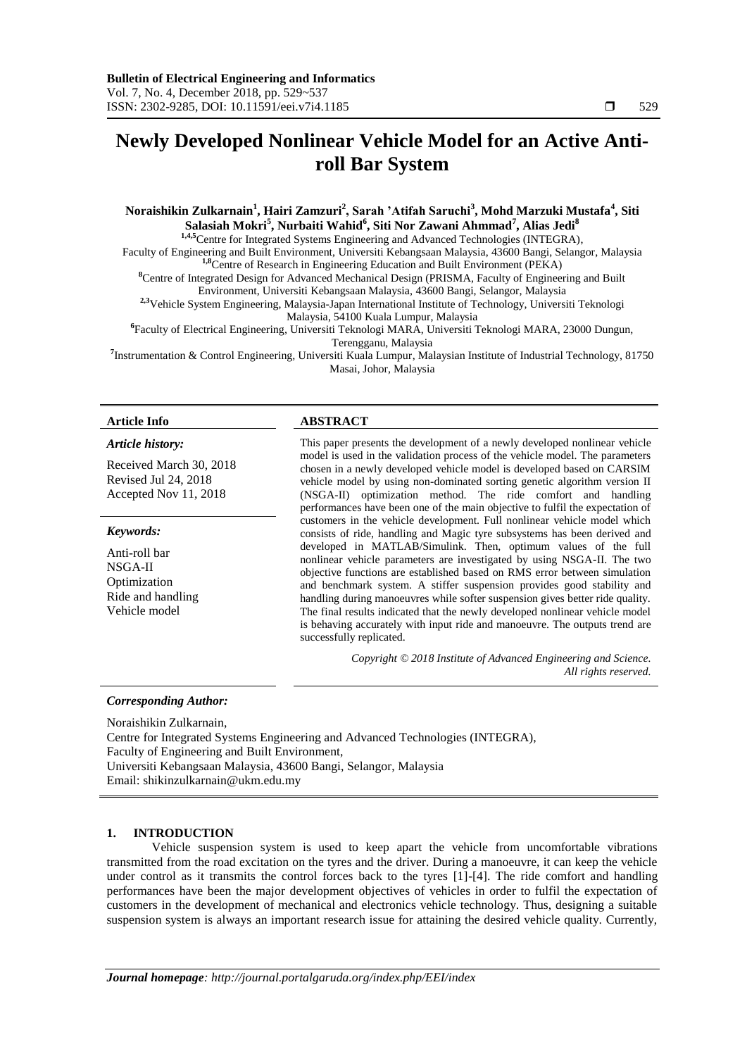# Newly Developed Nonlinear Vehicle Model for an Active Anti-roll Bar System

**Noraishikin Zulkarnain[1], Hairi Zamzuri[2], Sarah 'Atifah Saruchi[3], Mohd Marzuki Mustafa[4], Siti Salasiah Mokri[5], Nurbaiti Wahid[6], Siti Nor Zawani Ahmmad[7], Alias Jedi[8]**

[1,4,5]Centre for Integrated Systems Engineering and Advanced Technologies (INTEGRA), Faculty of Engineering and Built Environment, Universiti Kebangsaan Malaysia, 43600 Bangi, Selangor, Malaysia
[1,8]Centre of Research in Engineering Education and Built Environment (PEKA)
[8]Centre of Integrated Design for Advanced Mechanical Design (PRISMA, Faculty of Engineering and Built Environment, Universiti Kebangsaan Malaysia, 43600 Bangi, Selangor, Malaysia
[2,3]Vehicle System Engineering, Malaysia-Japan International Institute of Technology, Universiti Teknologi Malaysia, 54100 Kuala Lumpur, Malaysia
[6]Faculty of Electrical Engineering, Universiti Teknologi MARA, Universiti Teknologi MARA, 23000 Dungun, Terengganu, Malaysia
[7]Instrumentation & Control Engineering, Universiti Kuala Lumpur, Malaysian Institute of Industrial Technology, 81750 Masai, Johor, Malaysia

**Article Info**

*Article history:*

Received March 30, 2018
Revised Jul 24, 2018
Accepted Nov 11, 2018

*Keywords:*

Anti-roll bar
NSGA-II
Optimization
Ride and handling
Vehicle model

**ABSTRACT**

This paper presents the development of a newly developed nonlinear vehicle model is used in the validation process of the vehicle model. The parameters chosen in a newly developed vehicle model is developed based on CARSIM vehicle model by using non-dominated sorting genetic algorithm version II (NSGA-II) optimization method. The ride comfort and handling performances have been one of the main objective to fulfil the expectation of customers in the vehicle development. Full nonlinear vehicle model which consists of ride, handling and Magic tyre subsystems has been derived and developed in MATLAB/Simulink. Then, optimum values of the full nonlinear vehicle parameters are investigated by using NSGA-II. The two objective functions are established based on RMS error between simulation and benchmark system. A stiffer suspension provides good stability and handling during manoeuvres while softer suspension gives better ride quality. The final results indicated that the newly developed nonlinear vehicle model is behaving accurately with input ride and manoeuvre. The outputs trend are successfully replicated.

*Copyright © 2018 Institute of Advanced Engineering and Science. All rights reserved.*

***Corresponding Author:***

Noraishikin Zulkarnain,
Centre for Integrated Systems Engineering and Advanced Technologies (INTEGRA),
Faculty of Engineering and Built Environment,
Universiti Kebangsaan Malaysia, 43600 Bangi, Selangor, Malaysia
Email: shikinzulkarnain@ukm.edu.my

## 1. INTRODUCTION

Vehicle suspension system is used to keep apart the vehicle from uncomfortable vibrations transmitted from the road excitation on the tyres and the driver. During a manoeuvre, it can keep the vehicle under control as it transmits the control forces back to the tyres [1]-[4]. The ride comfort and handling performances have been the major development objectives of vehicles in order to fulfil the expectation of customers in the development of mechanical and electronics vehicle technology. Thus, designing a suitable suspension system is always an important research issue for attaining the desired vehicle quality. Currently,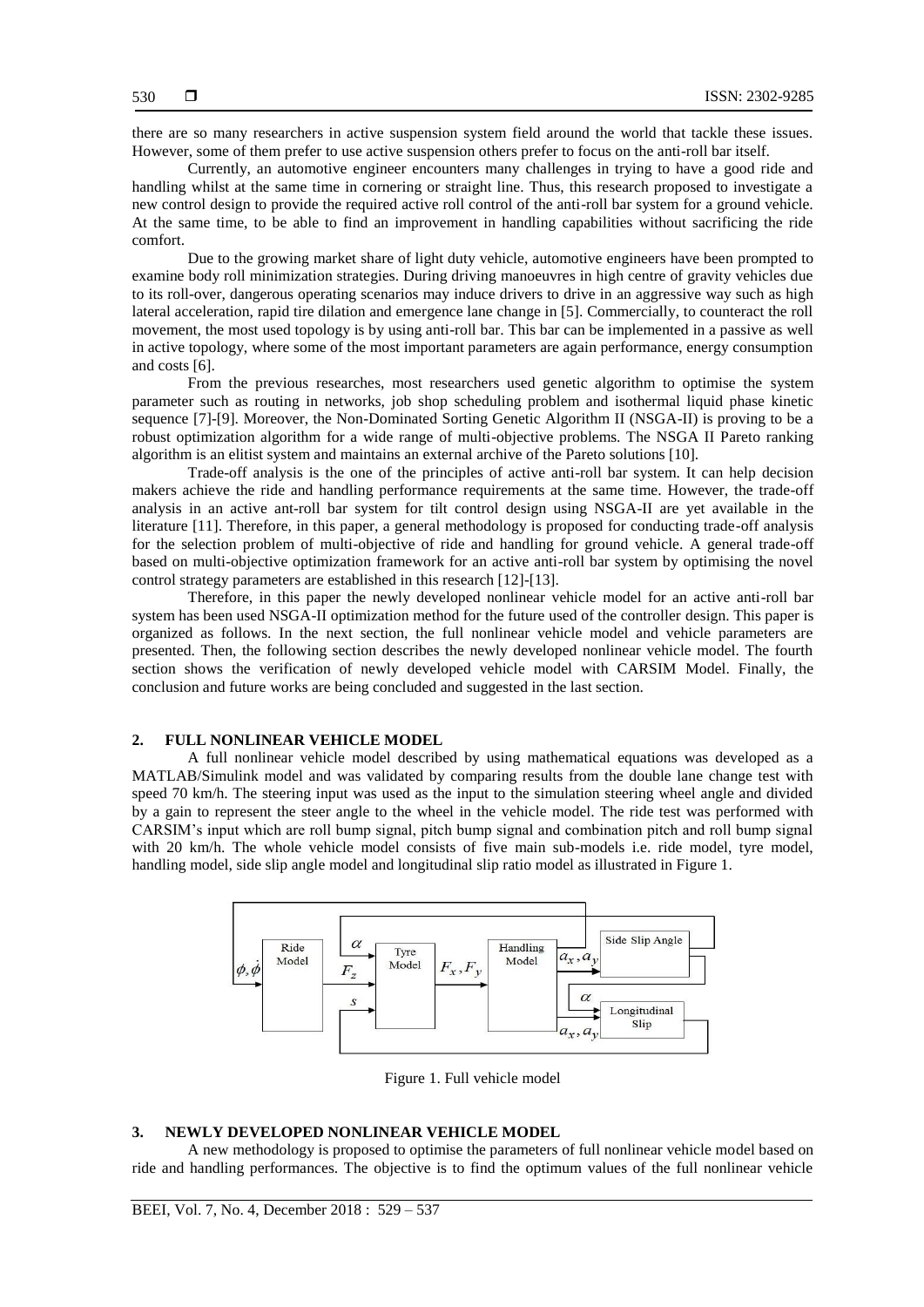there are so many researchers in active suspension system field around the world that tackle these issues. However, some of them prefer to use active suspension others prefer to focus on the anti-roll bar itself.

Currently, an automotive engineer encounters many challenges in trying to have a good ride and handling whilst at the same time in cornering or straight line. Thus, this research proposed to investigate a new control design to provide the required active roll control of the anti-roll bar system for a ground vehicle. At the same time, to be able to find an improvement in handling capabilities without sacrificing the ride comfort.

Due to the growing market share of light duty vehicle, automotive engineers have been prompted to examine body roll minimization strategies. During driving manoeuvres in high centre of gravity vehicles due to its roll-over, dangerous operating scenarios may induce drivers to drive in an aggressive way such as high lateral acceleration, rapid tire dilation and emergence lane change in [5]. Commercially, to counteract the roll movement, the most used topology is by using anti-roll bar. This bar can be implemented in a passive as well in active topology, where some of the most important parameters are again performance, energy consumption and costs [6].

From the previous researches, most researchers used genetic algorithm to optimise the system parameter such as routing in networks, job shop scheduling problem and isothermal liquid phase kinetic sequence [7]-[9]. Moreover, the Non-Dominated Sorting Genetic Algorithm II (NSGA-II) is proving to be a robust optimization algorithm for a wide range of multi-objective problems. The NSGA II Pareto ranking algorithm is an elitist system and maintains an external archive of the Pareto solutions [10].

Trade-off analysis is the one of the principles of active anti-roll bar system. It can help decision makers achieve the ride and handling performance requirements at the same time. However, the trade-off analysis in an active ant-roll bar system for tilt control design using NSGA-II are yet available in the literature [11]. Therefore, in this paper, a general methodology is proposed for conducting trade-off analysis for the selection problem of multi-objective of ride and handling for ground vehicle. A general trade-off based on multi-objective optimization framework for an active anti-roll bar system by optimising the novel control strategy parameters are established in this research [12]-[13].

Therefore, in this paper the newly developed nonlinear vehicle model for an active anti-roll bar system has been used NSGA-II optimization method for the future used of the controller design. This paper is organized as follows. In the next section, the full nonlinear vehicle model and vehicle parameters are presented. Then, the following section describes the newly developed nonlinear vehicle model. The fourth section shows the verification of newly developed vehicle model with CARSIM Model. Finally, the conclusion and future works are being concluded and suggested in the last section.

## 2. FULL NONLINEAR VEHICLE MODEL

A full nonlinear vehicle model described by using mathematical equations was developed as a MATLAB/Simulink model and was validated by comparing results from the double lane change test with speed 70 km/h. The steering input was used as the input to the simulation steering wheel angle and divided by a gain to represent the steer angle to the wheel in the vehicle model. The ride test was performed with CARSIM's input which are roll bump signal, pitch bump signal and combination pitch and roll bump signal with 20 km/h. The whole vehicle model consists of five main sub-models i.e. ride model, tyre model, handling model, side slip angle model and longitudinal slip ratio model as illustrated in Figure 1.

Figure 1. Full vehicle model

## 3. NEWLY DEVELOPED NONLINEAR VEHICLE MODEL

A new methodology is proposed to optimise the parameters of full nonlinear vehicle model based on ride and handling performances. The objective is to find the optimum values of the full nonlinear vehicle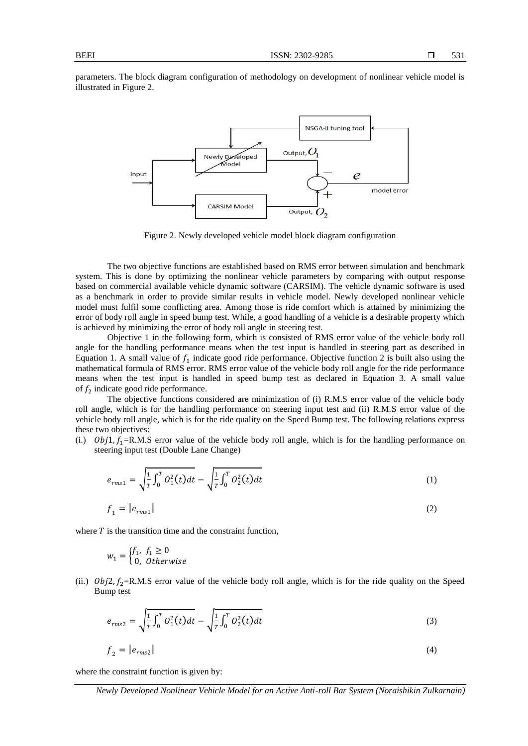parameters. The block diagram configuration of methodology on development of nonlinear vehicle model is illustrated in Figure 2.

Figure 2. Newly developed vehicle model block diagram configuration

The two objective functions are established based on RMS error between simulation and benchmark system. This is done by optimizing the nonlinear vehicle parameters by comparing with output response based on commercial available vehicle dynamic software (CARSIM). The vehicle dynamic software is used as a benchmark in order to provide similar results in vehicle model. Newly developed nonlinear vehicle model must fulfil some conflicting area. Among those is ride comfort which is attained by minimizing the error of body roll angle in speed bump test. While, a good handling of a vehicle is a desirable property which is achieved by minimizing the error of body roll angle in steering test.

Objective 1 in the following form, which is consisted of RMS error value of the vehicle body roll angle for the handling performance means when the test input is handled in steering part as described in Equation 1. A small value of $f_1$ indicate good ride performance. Objective function 2 is built also using the mathematical formula of RMS error. RMS error value of the vehicle body roll angle for the ride performance means when the test input is handled in speed bump test as declared in Equation 3. A small value of $f_2$ indicate good ride performance.

The objective functions considered are minimization of (i) R.M.S error value of the vehicle body roll angle, which is for the handling performance on steering input test and (ii) R.M.S error value of the vehicle body roll angle, which is for the ride quality on the Speed Bump test. The following relations express these two objectives:

(i.) $Obj1, f_1$=R.M.S error value of the vehicle body roll angle, which is for the handling performance on steering input test (Double Lane Change)

$$e_{rms1} = \sqrt{\frac{1}{T}\int_0^T O_1^2(t)dt} - \sqrt{\frac{1}{T}\int_0^T O_2^2(t)dt} \tag{1}$$

$$f_1 = |e_{rms1}| \tag{2}$$

where $T$ is the transition time and the constraint function,

$$w_1 = \begin{cases} f_1, & f_1 \geq 0 \\ 0, & Otherwise \end{cases}$$

(ii.) $Obj2, f_2$=R.M.S error value of the vehicle body roll angle, which is for the ride quality on the Speed Bump test

$$e_{rms2} = \sqrt{\frac{1}{T}\int_0^T O_1^2(t)dt} - \sqrt{\frac{1}{T}\int_0^T O_2^2(t)dt} \tag{3}$$

$$f_2 = |e_{rms2}| \tag{4}$$

where the constraint function is given by: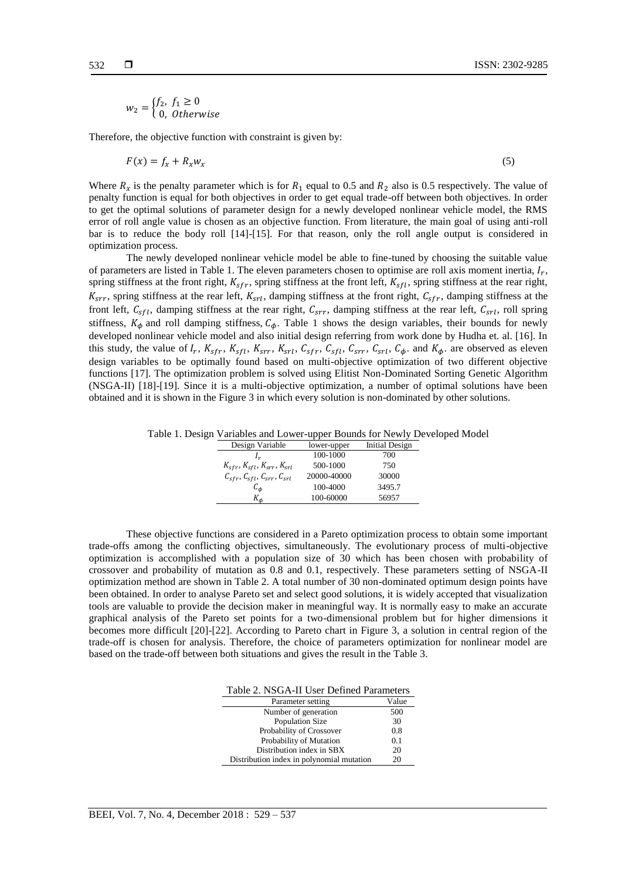$$w_2 = \begin{cases} f_2, \ f_1 \geq 0 \\ 0, \ Otherwise \end{cases}$$

Therefore, the objective function with constraint is given by:

$$F(x) = f_x + R_x w_x \quad (5)$$

Where $R_x$ is the penalty parameter which is for $R_1$ equal to 0.5 and $R_2$ also is 0.5 respectively. The value of penalty function is equal for both objectives in order to get equal trade-off between both objectives. In order to get the optimal solutions of parameter design for a newly developed nonlinear vehicle model, the RMS error of roll angle value is chosen as an objective function. From literature, the main goal of using anti-roll bar is to reduce the body roll [14]-[15]. For that reason, only the roll angle output is considered in optimization process.

The newly developed nonlinear vehicle model be able to fine-tuned by choosing the suitable value of parameters are listed in Table 1. The eleven parameters chosen to optimise are roll axis moment inertia, $I_r$, spring stiffness at the front right, $K_{sfr}$, spring stiffness at the front left, $K_{sfl}$, spring stiffness at the rear right, $K_{srr}$, spring stiffness at the rear left, $K_{srl}$, damping stiffness at the front right, $C_{sfr}$, damping stiffness at the front left, $C_{sfl}$, damping stiffness at the rear right, $C_{srr}$, damping stiffness at the rear left, $C_{srl}$, roll spring stiffness, $K_{\phi}$ and roll damping stiffness, $C_{\phi}$. Table 1 shows the design variables, their bounds for newly developed nonlinear vehicle model and also initial design referring from work done by Hudha et. al. [16]. In this study, the value of $I_r$, $K_{sfr}$, $K_{sfl}$, $K_{srr}$, $K_{srl}$, $C_{sfr}$, $C_{sfl}$, $C_{srr}$, $C_{srl}$, $C_{\phi}$. and $K_{\phi}$. are observed as eleven design variables to be optimally found based on multi-objective optimization of two different objective functions [17]. The optimization problem is solved using Elitist Non-Dominated Sorting Genetic Algorithm (NSGA-II) [18]-[19]. Since it is a multi-objective optimization, a number of optimal solutions have been obtained and it is shown in the Figure 3 in which every solution is non-dominated by other solutions.

Table 1. Design Variables and Lower-upper Bounds for Newly Developed Model

| Design Variable | lower-upper | Initial Design |
|---|---|---|
| $I_r$ | 100-1000 | 700 |
| $K_{sfr}$, $K_{sfl}$, $K_{srr}$, $K_{srl}$ | 500-1000 | 750 |
| $C_{sfr}$, $C_{sfl}$, $C_{srr}$, $C_{srl}$ | 20000-40000 | 30000 |
| $C_{\phi}$ | 100-4000 | 3495.7 |
| $K_{\phi}$ | 100-60000 | 56957 |

These objective functions are considered in a Pareto optimization process to obtain some important trade-offs among the conflicting objectives, simultaneously. The evolutionary process of multi-objective optimization is accomplished with a population size of 30 which has been chosen with probability of crossover and probability of mutation as 0.8 and 0.1, respectively. These parameters setting of NSGA-II optimization method are shown in Table 2. A total number of 30 non-dominated optimum design points have been obtained. In order to analyse Pareto set and select good solutions, it is widely accepted that visualization tools are valuable to provide the decision maker in meaningful way. It is normally easy to make an accurate graphical analysis of the Pareto set points for a two-dimensional problem but for higher dimensions it becomes more difficult [20]-[22]. According to Pareto chart in Figure 3, a solution in central region of the trade-off is chosen for analysis. Therefore, the choice of parameters optimization for nonlinear model are based on the trade-off between both situations and gives the result in the Table 3.

Table 2. NSGA-II User Defined Parameters

| Parameter setting | Value |
|---|---|
| Number of generation | 500 |
| Population Size | 30 |
| Probability of Crossover | 0.8 |
| Probability of Mutation | 0.1 |
| Distribution index in SBX | 20 |
| Distribution index in polynomial mutation | 20 |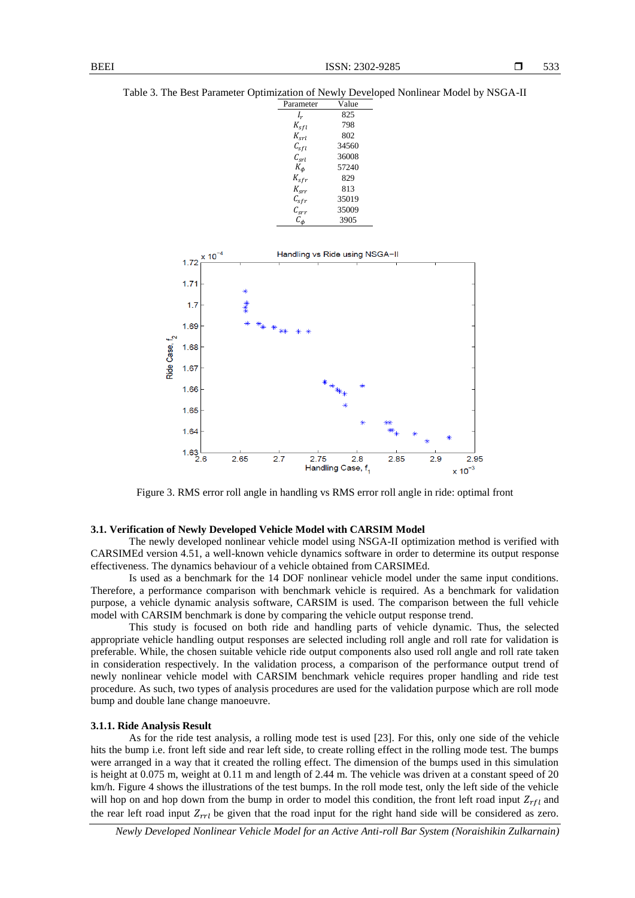Table 3. The Best Parameter Optimization of Newly Developed Nonlinear Model by NSGA-II

| Parameter | Value |
|---|---|
| $I_r$ | 825 |
| $K_{sfl}$ | 798 |
| $K_{srl}$ | 802 |
| $C_{sfl}$ | 34560 |
| $C_{srl}$ | 36008 |
| $K_{\phi}$ | 57240 |
| $K_{sfr}$ | 829 |
| $K_{srr}$ | 813 |
| $C_{sfr}$ | 35019 |
| $C_{srr}$ | 35009 |
| $C_{\phi}$ | 3905 |

Figure 3. RMS error roll angle in handling vs RMS error roll angle in ride: optimal front

### 3.1. Verification of Newly Developed Vehicle Model with CARSIM Model

The newly developed nonlinear vehicle model using NSGA-II optimization method is verified with CARSIMEd version 4.51, a well-known vehicle dynamics software in order to determine its output response effectiveness. The dynamics behaviour of a vehicle obtained from CARSIMEd.

Is used as a benchmark for the 14 DOF nonlinear vehicle model under the same input conditions. Therefore, a performance comparison with benchmark vehicle is required. As a benchmark for validation purpose, a vehicle dynamic analysis software, CARSIM is used. The comparison between the full vehicle model with CARSIM benchmark is done by comparing the vehicle output response trend.

This study is focused on both ride and handling parts of vehicle dynamic. Thus, the selected appropriate vehicle handling output responses are selected including roll angle and roll rate for validation is preferable. While, the chosen suitable vehicle ride output components also used roll angle and roll rate taken in consideration respectively. In the validation process, a comparison of the performance output trend of newly nonlinear vehicle model with CARSIM benchmark vehicle requires proper handling and ride test procedure. As such, two types of analysis procedures are used for the validation purpose which are roll mode bump and double lane change manoeuvre.

#### 3.1.1. Ride Analysis Result

As for the ride test analysis, a rolling mode test is used [23]. For this, only one side of the vehicle hits the bump i.e. front left side and rear left side, to create rolling effect in the rolling mode test. The bumps were arranged in a way that it created the rolling effect. The dimension of the bumps used in this simulation is height at 0.075 m, weight at 0.11 m and length of 2.44 m. The vehicle was driven at a constant speed of 20 km/h. Figure 4 shows the illustrations of the test bumps. In the roll mode test, only the left side of the vehicle will hop on and hop down from the bump in order to model this condition, the front left road input $Z_{rfl}$ and the rear left road input $Z_{rrl}$ be given that the road input for the right hand side will be considered as zero.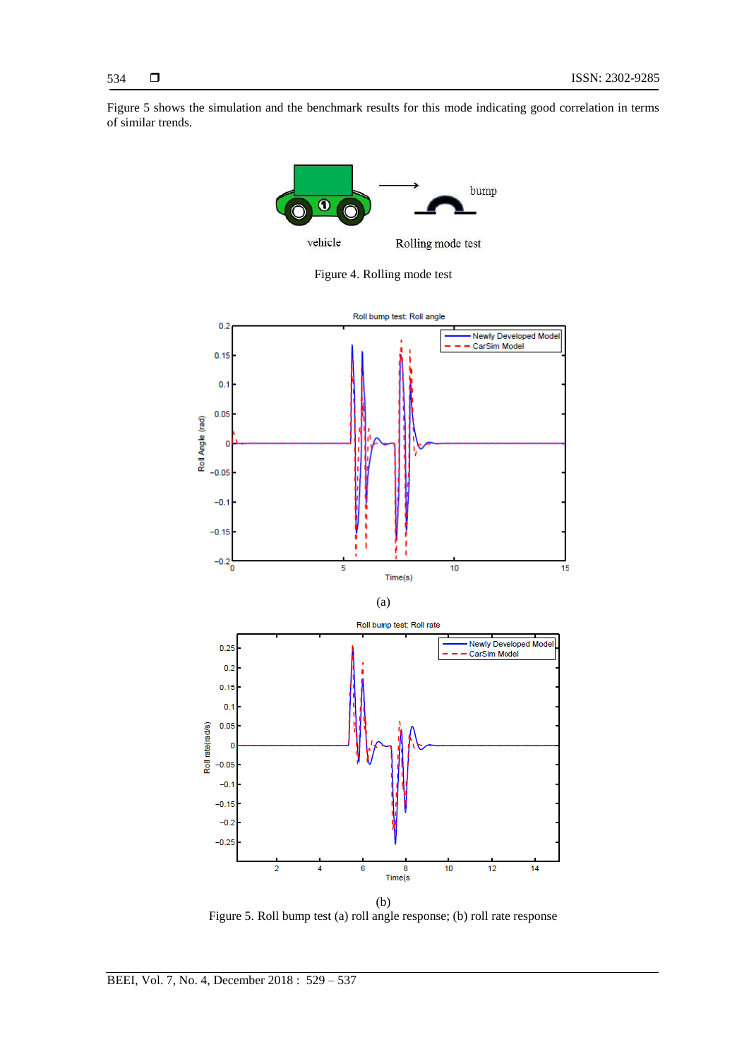Figure 5 shows the simulation and the benchmark results for this mode indicating good correlation in terms of similar trends.

Figure 4. Rolling mode test

(a)

(b)

Figure 5. Roll bump test (a) roll angle response; (b) roll rate response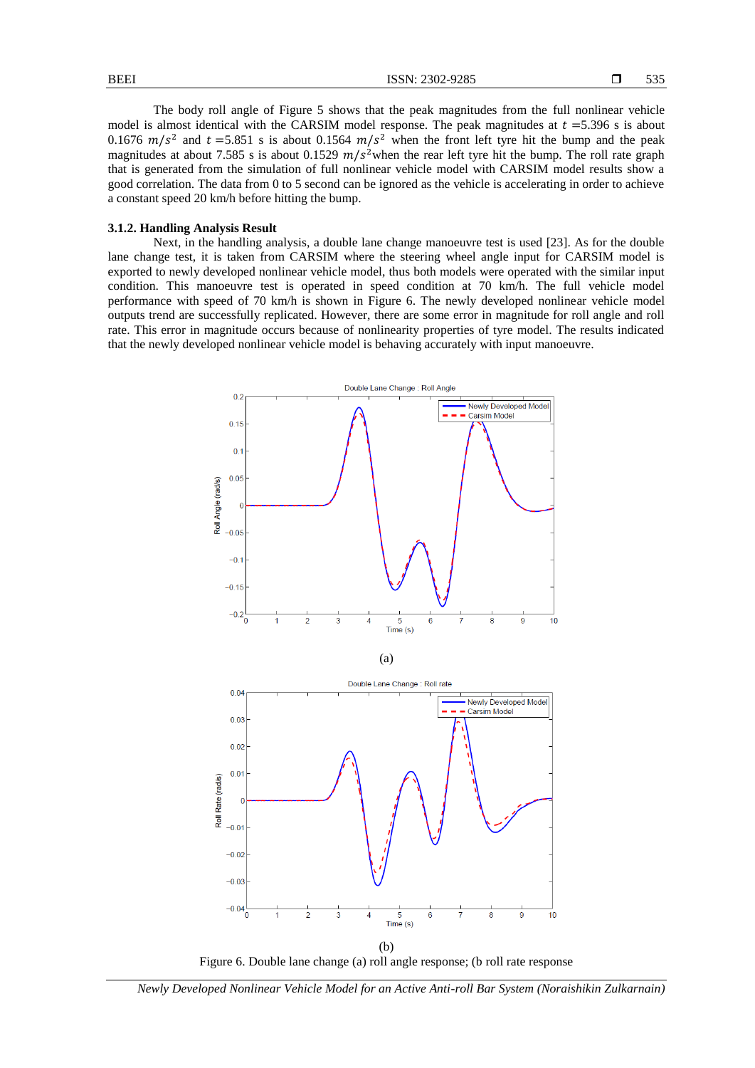The body roll angle of Figure 5 shows that the peak magnitudes from the full nonlinear vehicle model is almost identical with the CARSIM model response. The peak magnitudes at $t$ =5.396 s is about 0.1676 $m/s^2$ and $t$ =5.851 s is about 0.1564 $m/s^2$ when the front left tyre hit the bump and the peak magnitudes at about 7.585 s is about 0.1529 $m/s^2$when the rear left tyre hit the bump. The roll rate graph that is generated from the simulation of full nonlinear vehicle model with CARSIM model results show a good correlation. The data from 0 to 5 second can be ignored as the vehicle is accelerating in order to achieve a constant speed 20 km/h before hitting the bump.

### 3.1.2. Handling Analysis Result

Next, in the handling analysis, a double lane change manoeuvre test is used [23]. As for the double lane change test, it is taken from CARSIM where the steering wheel angle input for CARSIM model is exported to newly developed nonlinear vehicle model, thus both models were operated with the similar input condition. This manoeuvre test is operated in speed condition at 70 km/h. The full vehicle model performance with speed of 70 km/h is shown in Figure 6. The newly developed nonlinear vehicle model outputs trend are successfully replicated. However, there are some error in magnitude for roll angle and roll rate. This error in magnitude occurs because of nonlinearity properties of tyre model. The results indicated that the newly developed nonlinear vehicle model is behaving accurately with input manoeuvre.

(a)

(b)

Figure 6. Double lane change (a) roll angle response; (b roll rate response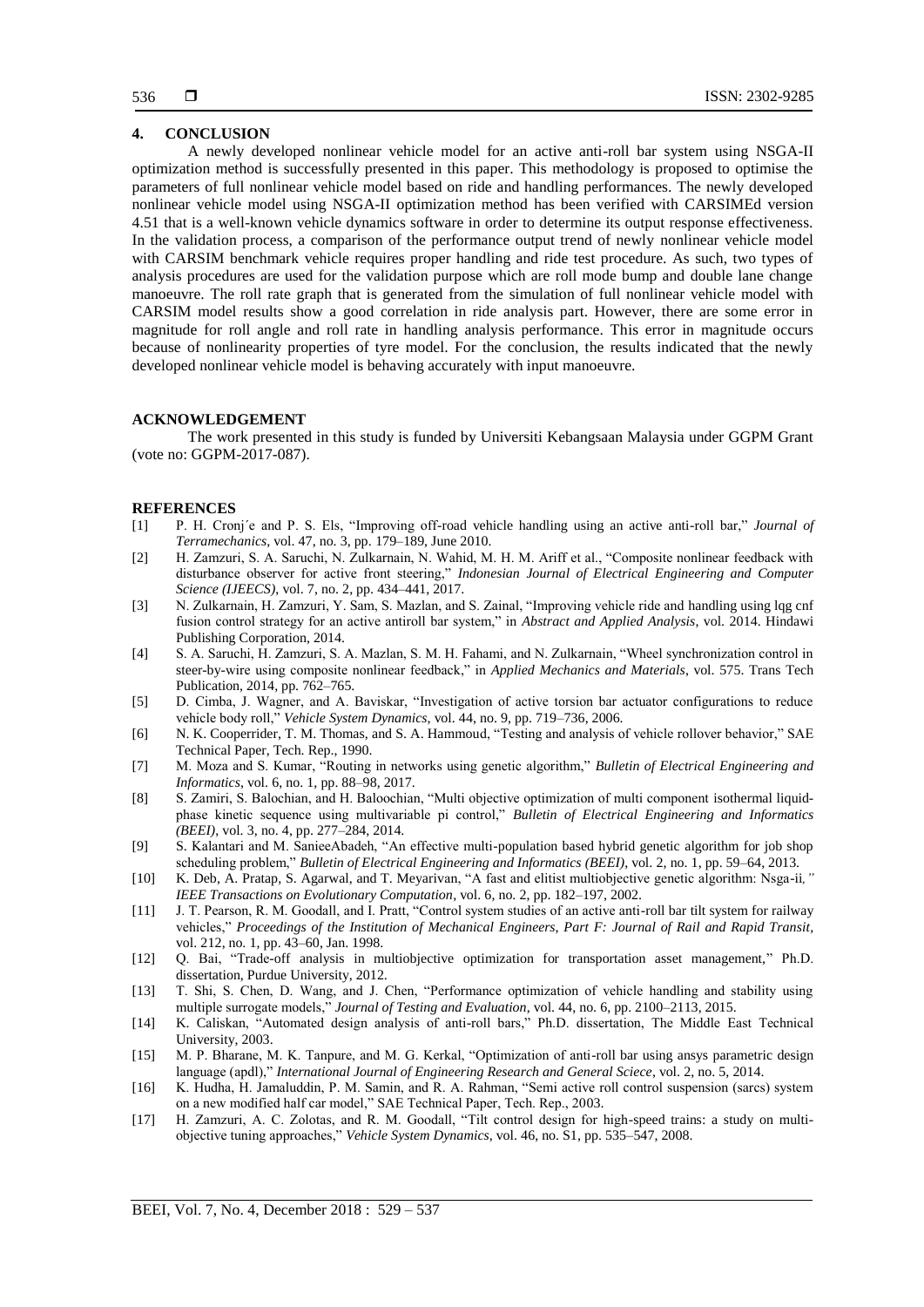## 4. CONCLUSION

A newly developed nonlinear vehicle model for an active anti-roll bar system using NSGA-II optimization method is successfully presented in this paper. This methodology is proposed to optimise the parameters of full nonlinear vehicle model based on ride and handling performances. The newly developed nonlinear vehicle model using NSGA-II optimization method has been verified with CARSIMEd version 4.51 that is a well-known vehicle dynamics software in order to determine its output response effectiveness. In the validation process, a comparison of the performance output trend of newly nonlinear vehicle model with CARSIM benchmark vehicle requires proper handling and ride test procedure. As such, two types of analysis procedures are used for the validation purpose which are roll mode bump and double lane change manoeuvre. The roll rate graph that is generated from the simulation of full nonlinear vehicle model with CARSIM model results show a good correlation in ride analysis part. However, there are some error in magnitude for roll angle and roll rate in handling analysis performance. This error in magnitude occurs because of nonlinearity properties of tyre model. For the conclusion, the results indicated that the newly developed nonlinear vehicle model is behaving accurately with input manoeuvre.

## ACKNOWLEDGEMENT

The work presented in this study is funded by Universiti Kebangsaan Malaysia under GGPM Grant (vote no: GGPM-2017-087).

## REFERENCES

[1] P. H. Cronj´e and P. S. Els, "Improving off-road vehicle handling using an active anti-roll bar," *Journal of Terramechanics*, vol. 47, no. 3, pp. 179–189, June 2010.

[2] H. Zamzuri, S. A. Saruchi, N. Zulkarnain, N. Wahid, M. H. M. Ariff et al., "Composite nonlinear feedback with disturbance observer for active front steering," *Indonesian Journal of Electrical Engineering and Computer Science (IJEECS)*, vol. 7, no. 2, pp. 434–441, 2017.

[3] N. Zulkarnain, H. Zamzuri, Y. Sam, S. Mazlan, and S. Zainal, "Improving vehicle ride and handling using lqg cnf fusion control strategy for an active antiroll bar system," in *Abstract and Applied Analysis*, vol. 2014. Hindawi Publishing Corporation, 2014.

[4] S. A. Saruchi, H. Zamzuri, S. A. Mazlan, S. M. H. Fahami, and N. Zulkarnain, "Wheel synchronization control in steer-by-wire using composite nonlinear feedback," in *Applied Mechanics and Materials*, vol. 575. Trans Tech Publication, 2014, pp. 762–765.

[5] D. Cimba, J. Wagner, and A. Baviskar, "Investigation of active torsion bar actuator configurations to reduce vehicle body roll," *Vehicle System Dynamics*, vol. 44, no. 9, pp. 719–736, 2006.

[6] N. K. Cooperrider, T. M. Thomas, and S. A. Hammoud, "Testing and analysis of vehicle rollover behavior," SAE Technical Paper, Tech. Rep., 1990.

[7] M. Moza and S. Kumar, "Routing in networks using genetic algorithm," *Bulletin of Electrical Engineering and Informatics*, vol. 6, no. 1, pp. 88–98, 2017.

[8] S. Zamiri, S. Balochian, and H. Baloochian, "Multi objective optimization of multi component isothermal liquid-phase kinetic sequence using multivariable pi control," *Bulletin of Electrical Engineering and Informatics (BEEI)*, vol. 3, no. 4, pp. 277–284, 2014.

[9] S. Kalantari and M. SanieeAbadeh, "An effective multi-population based hybrid genetic algorithm for job shop scheduling problem," *Bulletin of Electrical Engineering and Informatics (BEEI)*, vol. 2, no. 1, pp. 59–64, 2013.

[10] K. Deb, A. Pratap, S. Agarwal, and T. Meyarivan, "A fast and elitist multiobjective genetic algorithm: Nsga-ii*," IEEE Transactions on Evolutionary Computation*, vol. 6, no. 2, pp. 182–197, 2002.

[11] J. T. Pearson, R. M. Goodall, and I. Pratt, "Control system studies of an active anti-roll bar tilt system for railway vehicles," *Proceedings of the Institution of Mechanical Engineers, Part F: Journal of Rail and Rapid Transit*, vol. 212, no. 1, pp. 43–60, Jan. 1998.

[12] Q. Bai, "Trade-off analysis in multiobjective optimization for transportation asset management," Ph.D. dissertation, Purdue University, 2012.

[13] T. Shi, S. Chen, D. Wang, and J. Chen, "Performance optimization of vehicle handling and stability using multiple surrogate models," *Journal of Testing and Evaluation*, vol. 44, no. 6, pp. 2100–2113, 2015.

[14] K. Caliskan, "Automated design analysis of anti-roll bars," Ph.D. dissertation, The Middle East Technical University, 2003.

[15] M. P. Bharane, M. K. Tanpure, and M. G. Kerkal, "Optimization of anti-roll bar using ansys parametric design language (apdl)," *International Journal of Engineering Research and General Sciece*, vol. 2, no. 5, 2014.

[16] K. Hudha, H. Jamaluddin, P. M. Samin, and R. A. Rahman, "Semi active roll control suspension (sarcs) system on a new modified half car model," SAE Technical Paper, Tech. Rep., 2003.

[17] H. Zamzuri, A. C. Zolotas, and R. M. Goodall, "Tilt control design for high-speed trains: a study on multi-objective tuning approaches," *Vehicle System Dynamics*, vol. 46, no. S1, pp. 535–547, 2008.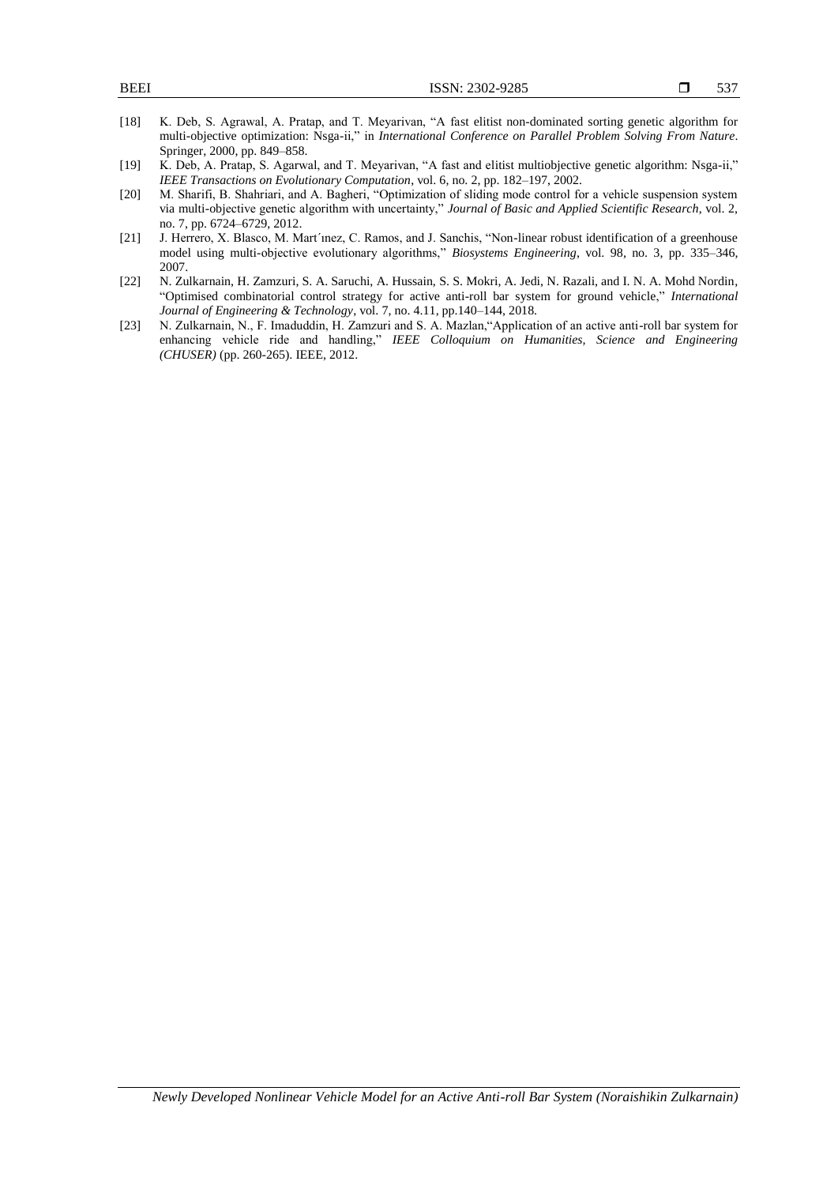[18] K. Deb, S. Agrawal, A. Pratap, and T. Meyarivan, "A fast elitist non-dominated sorting genetic algorithm for multi-objective optimization: Nsga-ii," in *International Conference on Parallel Problem Solving From Nature*. Springer, 2000, pp. 849–858.

[19] K. Deb, A. Pratap, S. Agarwal, and T. Meyarivan, "A fast and elitist multiobjective genetic algorithm: Nsga-ii," *IEEE Transactions on Evolutionary Computation*, vol. 6, no. 2, pp. 182–197, 2002.

[20] M. Sharifi, B. Shahriari, and A. Bagheri, "Optimization of sliding mode control for a vehicle suspension system via multi-objective genetic algorithm with uncertainty," *Journal of Basic and Applied Scientific Research*, vol. 2, no. 7, pp. 6724–6729, 2012.

[21] J. Herrero, X. Blasco, M. Mart´ınez, C. Ramos, and J. Sanchis, "Non-linear robust identification of a greenhouse model using multi-objective evolutionary algorithms," *Biosystems Engineering*, vol. 98, no. 3, pp. 335–346, 2007.

[22] N. Zulkarnain, H. Zamzuri, S. A. Saruchi, A. Hussain, S. S. Mokri, A. Jedi, N. Razali, and I. N. A. Mohd Nordin, "Optimised combinatorial control strategy for active anti-roll bar system for ground vehicle," *International Journal of Engineering & Technology*, vol. 7, no. 4.11, pp.140–144, 2018.

[23] N. Zulkarnain, N., F. Imaduddin, H. Zamzuri and S. A. Mazlan,"Application of an active anti-roll bar system for enhancing vehicle ride and handling," *IEEE Colloquium on Humanities, Science and Engineering (CHUSER)* (pp. 260-265). IEEE, 2012.